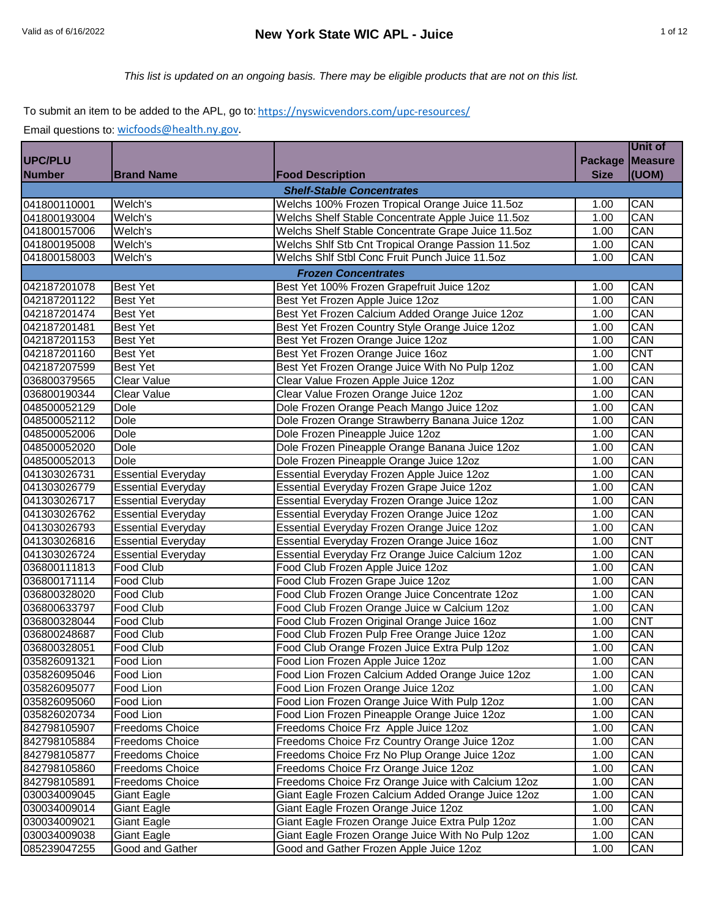Valid as of 6/16/2022

# New York State WIC APL - Juice

*This list is updated on an ongoing basis. There may be eligible products that are not on this list.*

To submit an item to be added to the APL, go to: https://nyswicvendors.com/upc-resources/

Email questions to: wicfoods@health.ny.gov.

| UPC/PLU Number | Brand Name | Food Description | Package Size | Unit of Measure (UOM) |
|---|---|---|---|---|
| | | ***Shelf-Stable Concentrates*** | | |
| 041800110001 | Welch's | Welchs 100% Frozen Tropical Orange Juice 11.5oz | 1.00 | CAN |
| 041800193004 | Welch's | Welchs Shelf Stable Concentrate Apple Juice 11.5oz | 1.00 | CAN |
| 041800157006 | Welch's | Welchs Shelf Stable Concentrate Grape Juice 11.5oz | 1.00 | CAN |
| 041800195008 | Welch's | Welchs Shlf Stb Cnt Tropical Orange Passion 11.5oz | 1.00 | CAN |
| 041800158003 | Welch's | Welchs Shlf Stbl Conc Fruit Punch Juice 11.5oz | 1.00 | CAN |
| | | ***Frozen Concentrates*** | | |
| 042187201078 | Best Yet | Best Yet 100% Frozen Grapefruit Juice 12oz | 1.00 | CAN |
| 042187201122 | Best Yet | Best Yet Frozen Apple Juice 12oz | 1.00 | CAN |
| 042187201474 | Best Yet | Best Yet Frozen Calcium Added Orange Juice 12oz | 1.00 | CAN |
| 042187201481 | Best Yet | Best Yet Frozen Country Style Orange Juice 12oz | 1.00 | CAN |
| 042187201153 | Best Yet | Best Yet Frozen Orange Juice 12oz | 1.00 | CAN |
| 042187201160 | Best Yet | Best Yet Frozen Orange Juice 16oz | 1.00 | CNT |
| 042187207599 | Best Yet | Best Yet Frozen Orange Juice With No Pulp 12oz | 1.00 | CAN |
| 036800379565 | Clear Value | Clear Value Frozen Apple Juice 12oz | 1.00 | CAN |
| 036800190344 | Clear Value | Clear Value Frozen Orange Juice 12oz | 1.00 | CAN |
| 048500052129 | Dole | Dole Frozen Orange Peach Mango Juice 12oz | 1.00 | CAN |
| 048500052112 | Dole | Dole Frozen Orange Strawberry Banana Juice 12oz | 1.00 | CAN |
| 048500052006 | Dole | Dole Frozen Pineapple Juice 12oz | 1.00 | CAN |
| 048500052020 | Dole | Dole Frozen Pineapple Orange Banana Juice 12oz | 1.00 | CAN |
| 048500052013 | Dole | Dole Frozen Pineapple Orange Juice 12oz | 1.00 | CAN |
| 041303026731 | Essential Everyday | Essential Everyday Frozen Apple Juice 12oz | 1.00 | CAN |
| 041303026779 | Essential Everyday | Essential Everyday Frozen Grape Juice 12oz | 1.00 | CAN |
| 041303026717 | Essential Everyday | Essential Everyday Frozen Orange Juice 12oz | 1.00 | CAN |
| 041303026762 | Essential Everyday | Essential Everyday Frozen Orange Juice 12oz | 1.00 | CAN |
| 041303026793 | Essential Everyday | Essential Everyday Frozen Orange Juice 12oz | 1.00 | CAN |
| 041303026816 | Essential Everyday | Essential Everyday Frozen Orange Juice 16oz | 1.00 | CNT |
| 041303026724 | Essential Everyday | Essential Everyday Frz Orange Juice Calcium 12oz | 1.00 | CAN |
| 036800111813 | Food Club | Food Club Frozen Apple Juice 12oz | 1.00 | CAN |
| 036800171114 | Food Club | Food Club Frozen Grape Juice 12oz | 1.00 | CAN |
| 036800328020 | Food Club | Food Club Frozen Orange Juice Concentrate 12oz | 1.00 | CAN |
| 036800633797 | Food Club | Food Club Frozen Orange Juice w Calcium 12oz | 1.00 | CAN |
| 036800328044 | Food Club | Food Club Frozen Original Orange Juice 16oz | 1.00 | CNT |
| 036800248687 | Food Club | Food Club Frozen Pulp Free Orange Juice 12oz | 1.00 | CAN |
| 036800328051 | Food Club | Food Club Orange Frozen Juice Extra Pulp 12oz | 1.00 | CAN |
| 035826091321 | Food Lion | Food Lion Frozen Apple Juice 12oz | 1.00 | CAN |
| 035826095046 | Food Lion | Food Lion Frozen Calcium Added Orange Juice 12oz | 1.00 | CAN |
| 035826095077 | Food Lion | Food Lion Frozen Orange Juice 12oz | 1.00 | CAN |
| 035826095060 | Food Lion | Food Lion Frozen Orange Juice With Pulp 12oz | 1.00 | CAN |
| 035826020734 | Food Lion | Food Lion Frozen Pineapple Orange Juice 12oz | 1.00 | CAN |
| 842798105907 | Freedoms Choice | Freedoms Choice Frz Apple Juice 12oz | 1.00 | CAN |
| 842798105884 | Freedoms Choice | Freedoms Choice Frz Country Orange Juice 12oz | 1.00 | CAN |
| 842798105877 | Freedoms Choice | Freedoms Choice Frz No Plup Orange Juice 12oz | 1.00 | CAN |
| 842798105860 | Freedoms Choice | Freedoms Choice Frz Orange Juice 12oz | 1.00 | CAN |
| 842798105891 | Freedoms Choice | Freedoms Choice Frz Orange Juice with Calcium 12oz | 1.00 | CAN |
| 030034009045 | Giant Eagle | Giant Eagle Frozen Calcium Added Orange Juice 12oz | 1.00 | CAN |
| 030034009014 | Giant Eagle | Giant Eagle Frozen Orange Juice 12oz | 1.00 | CAN |
| 030034009021 | Giant Eagle | Giant Eagle Frozen Orange Juice Extra Pulp 12oz | 1.00 | CAN |
| 030034009038 | Giant Eagle | Giant Eagle Frozen Orange Juice With No Pulp 12oz | 1.00 | CAN |
| 085239047255 | Good and Gather | Good and Gather Frozen Apple Juice 12oz | 1.00 | CAN |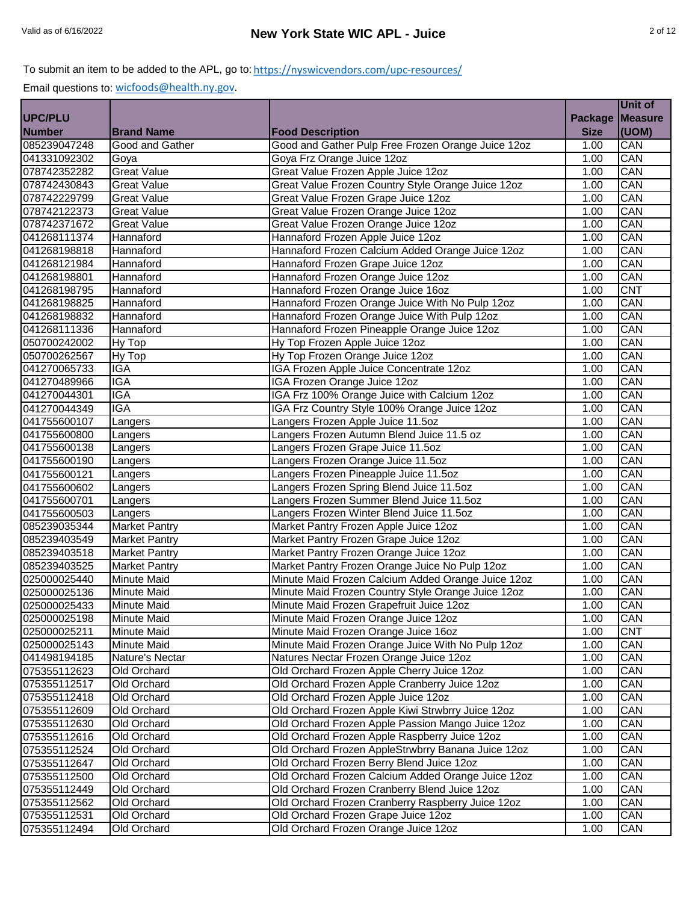To submit an item to be added to the APL, go to: https://nyswicvendors.com/upc-resources/

Email questions to: wicfoods@health.ny.gov.

| UPC/PLU Number | Brand Name | Food Description | Package Size | Unit of Measure (UOM) |
|---|---|---|---|---|
| 085239047248 | Good and Gather | Good and Gather Pulp Free Frozen Orange Juice 12oz | 1.00 | CAN |
| 041331092302 | Goya | Goya Frz Orange Juice 12oz | 1.00 | CAN |
| 078742352282 | Great Value | Great Value Frozen Apple Juice 12oz | 1.00 | CAN |
| 078742430843 | Great Value | Great Value Frozen Country Style Orange Juice 12oz | 1.00 | CAN |
| 078742229799 | Great Value | Great Value Frozen Grape Juice 12oz | 1.00 | CAN |
| 078742122373 | Great Value | Great Value Frozen Orange Juice 12oz | 1.00 | CAN |
| 078742371672 | Great Value | Great Value Frozen Orange Juice 12oz | 1.00 | CAN |
| 041268111374 | Hannaford | Hannaford Frozen Apple Juice 12oz | 1.00 | CAN |
| 041268198818 | Hannaford | Hannaford Frozen Calcium Added Orange Juice 12oz | 1.00 | CAN |
| 041268121984 | Hannaford | Hannaford Frozen Grape Juice 12oz | 1.00 | CAN |
| 041268198801 | Hannaford | Hannaford Frozen Orange Juice 12oz | 1.00 | CAN |
| 041268198795 | Hannaford | Hannaford Frozen Orange Juice 16oz | 1.00 | CNT |
| 041268198825 | Hannaford | Hannaford Frozen Orange Juice With No Pulp 12oz | 1.00 | CAN |
| 041268198832 | Hannaford | Hannaford Frozen Orange Juice With Pulp 12oz | 1.00 | CAN |
| 041268111336 | Hannaford | Hannaford Frozen Pineapple Orange Juice 12oz | 1.00 | CAN |
| 050700242002 | Hy Top | Hy Top Frozen Apple Juice 12oz | 1.00 | CAN |
| 050700262567 | Hy Top | Hy Top Frozen Orange Juice 12oz | 1.00 | CAN |
| 041270065733 | IGA | IGA Frozen Apple Juice Concentrate 12oz | 1.00 | CAN |
| 041270489966 | IGA | IGA Frozen Orange Juice 12oz | 1.00 | CAN |
| 041270044301 | IGA | IGA Frz 100% Orange Juice with Calcium 12oz | 1.00 | CAN |
| 041270044349 | IGA | IGA Frz Country Style 100% Orange Juice 12oz | 1.00 | CAN |
| 041755600107 | Langers | Langers Frozen Apple Juice 11.5oz | 1.00 | CAN |
| 041755600800 | Langers | Langers Frozen Autumn Blend Juice 11.5 oz | 1.00 | CAN |
| 041755600138 | Langers | Langers Frozen Grape Juice 11.5oz | 1.00 | CAN |
| 041755600190 | Langers | Langers Frozen Orange Juice 11.5oz | 1.00 | CAN |
| 041755600121 | Langers | Langers Frozen Pineapple Juice 11.5oz | 1.00 | CAN |
| 041755600602 | Langers | Langers Frozen Spring Blend Juice 11.5oz | 1.00 | CAN |
| 041755600701 | Langers | Langers Frozen Summer Blend Juice 11.5oz | 1.00 | CAN |
| 041755600503 | Langers | Langers Frozen Winter Blend Juice 11.5oz | 1.00 | CAN |
| 085239035344 | Market Pantry | Market Pantry Frozen Apple Juice 12oz | 1.00 | CAN |
| 085239403549 | Market Pantry | Market Pantry Frozen Grape Juice 12oz | 1.00 | CAN |
| 085239403518 | Market Pantry | Market Pantry Frozen Orange Juice 12oz | 1.00 | CAN |
| 085239403525 | Market Pantry | Market Pantry Frozen Orange Juice No Pulp 12oz | 1.00 | CAN |
| 025000025440 | Minute Maid | Minute Maid Frozen Calcium Added Orange Juice 12oz | 1.00 | CAN |
| 025000025136 | Minute Maid | Minute Maid Frozen Country Style Orange Juice 12oz | 1.00 | CAN |
| 025000025433 | Minute Maid | Minute Maid Frozen Grapefruit Juice 12oz | 1.00 | CAN |
| 025000025198 | Minute Maid | Minute Maid Frozen Orange Juice 12oz | 1.00 | CAN |
| 025000025211 | Minute Maid | Minute Maid Frozen Orange Juice 16oz | 1.00 | CNT |
| 025000025143 | Minute Maid | Minute Maid Frozen Orange Juice With No Pulp 12oz | 1.00 | CAN |
| 041498194185 | Nature's Nectar | Natures Nectar Frozen Orange Juice 12oz | 1.00 | CAN |
| 075355112623 | Old Orchard | Old Orchard Frozen Apple Cherry Juice 12oz | 1.00 | CAN |
| 075355112517 | Old Orchard | Old Orchard Frozen Apple Cranberry Juice 12oz | 1.00 | CAN |
| 075355112418 | Old Orchard | Old Orchard Frozen Apple Juice 12oz | 1.00 | CAN |
| 075355112609 | Old Orchard | Old Orchard Frozen Apple Kiwi Strwbrry Juice 12oz | 1.00 | CAN |
| 075355112630 | Old Orchard | Old Orchard Frozen Apple Passion Mango Juice 12oz | 1.00 | CAN |
| 075355112616 | Old Orchard | Old Orchard Frozen Apple Raspberry Juice 12oz | 1.00 | CAN |
| 075355112524 | Old Orchard | Old Orchard Frozen AppleStrwbrry Banana Juice 12oz | 1.00 | CAN |
| 075355112647 | Old Orchard | Old Orchard Frozen Berry Blend Juice 12oz | 1.00 | CAN |
| 075355112500 | Old Orchard | Old Orchard Frozen Calcium Added Orange Juice 12oz | 1.00 | CAN |
| 075355112449 | Old Orchard | Old Orchard Frozen Cranberry Blend Juice 12oz | 1.00 | CAN |
| 075355112562 | Old Orchard | Old Orchard Frozen Cranberry Raspberry Juice 12oz | 1.00 | CAN |
| 075355112531 | Old Orchard | Old Orchard Frozen Grape Juice 12oz | 1.00 | CAN |
| 075355112494 | Old Orchard | Old Orchard Frozen Orange Juice 12oz | 1.00 | CAN |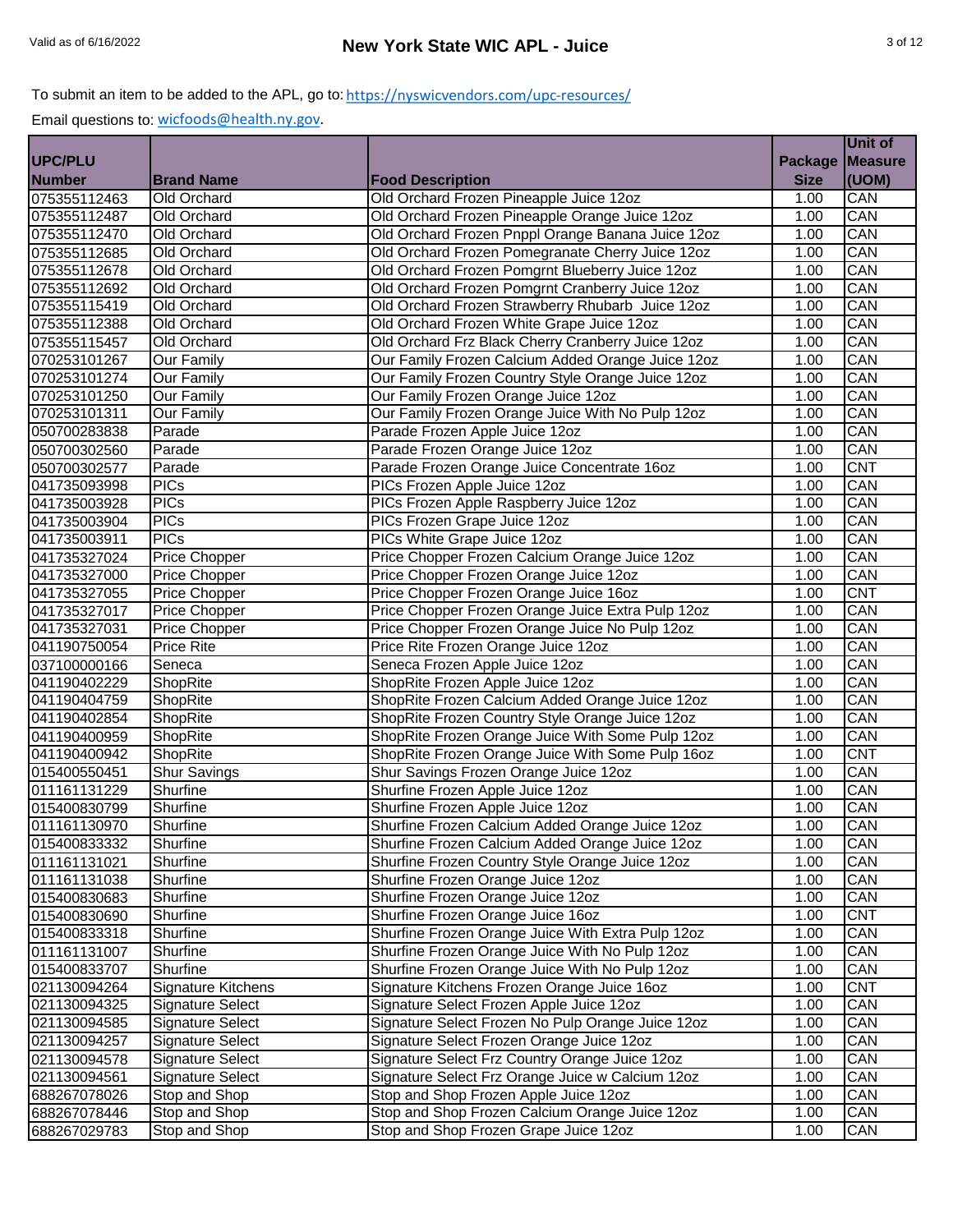To submit an item to be added to the APL, go to: https://nyswicvendors.com/upc-resources/

Email questions to: wicfoods@health.ny.gov.

| UPC/PLU Number | Brand Name | Food Description | Package Size | Unit of Measure (UOM) |
|---|---|---|---|---|
| 075355112463 | Old Orchard | Old Orchard Frozen Pineapple Juice 12oz | 1.00 | CAN |
| 075355112487 | Old Orchard | Old Orchard Frozen Pineapple Orange Juice 12oz | 1.00 | CAN |
| 075355112470 | Old Orchard | Old Orchard Frozen Pnppl Orange Banana Juice 12oz | 1.00 | CAN |
| 075355112685 | Old Orchard | Old Orchard Frozen Pomegranate Cherry Juice 12oz | 1.00 | CAN |
| 075355112678 | Old Orchard | Old Orchard Frozen Pomgrnt Blueberry Juice 12oz | 1.00 | CAN |
| 075355112692 | Old Orchard | Old Orchard Frozen Pomgrnt Cranberry Juice 12oz | 1.00 | CAN |
| 075355115419 | Old Orchard | Old Orchard Frozen Strawberry Rhubarb Juice 12oz | 1.00 | CAN |
| 075355112388 | Old Orchard | Old Orchard Frozen White Grape Juice 12oz | 1.00 | CAN |
| 075355115457 | Old Orchard | Old Orchard Frz Black Cherry Cranberry Juice 12oz | 1.00 | CAN |
| 070253101267 | Our Family | Our Family Frozen Calcium Added Orange Juice 12oz | 1.00 | CAN |
| 070253101274 | Our Family | Our Family Frozen Country Style Orange Juice 12oz | 1.00 | CAN |
| 070253101250 | Our Family | Our Family Frozen Orange Juice 12oz | 1.00 | CAN |
| 070253101311 | Our Family | Our Family Frozen Orange Juice With No Pulp 12oz | 1.00 | CAN |
| 050700283838 | Parade | Parade Frozen Apple Juice 12oz | 1.00 | CAN |
| 050700302560 | Parade | Parade Frozen Orange Juice 12oz | 1.00 | CAN |
| 050700302577 | Parade | Parade Frozen Orange Juice Concentrate 16oz | 1.00 | CNT |
| 041735093998 | PICs | PICs Frozen Apple Juice 12oz | 1.00 | CAN |
| 041735003928 | PICs | PICs Frozen Apple Raspberry Juice 12oz | 1.00 | CAN |
| 041735003904 | PICs | PICs Frozen Grape Juice 12oz | 1.00 | CAN |
| 041735003911 | PICs | PICs White Grape Juice 12oz | 1.00 | CAN |
| 041735327024 | Price Chopper | Price Chopper Frozen Calcium Orange Juice 12oz | 1.00 | CAN |
| 041735327000 | Price Chopper | Price Chopper Frozen Orange Juice 12oz | 1.00 | CAN |
| 041735327055 | Price Chopper | Price Chopper Frozen Orange Juice 16oz | 1.00 | CNT |
| 041735327017 | Price Chopper | Price Chopper Frozen Orange Juice Extra Pulp 12oz | 1.00 | CAN |
| 041735327031 | Price Chopper | Price Chopper Frozen Orange Juice No Pulp 12oz | 1.00 | CAN |
| 041190750054 | Price Rite | Price Rite Frozen Orange Juice 12oz | 1.00 | CAN |
| 037100000166 | Seneca | Seneca Frozen Apple Juice 12oz | 1.00 | CAN |
| 041190402229 | ShopRite | ShopRite Frozen Apple Juice 12oz | 1.00 | CAN |
| 041190404759 | ShopRite | ShopRite Frozen Calcium Added Orange Juice 12oz | 1.00 | CAN |
| 041190402854 | ShopRite | ShopRite Frozen Country Style Orange Juice 12oz | 1.00 | CAN |
| 041190400959 | ShopRite | ShopRite Frozen Orange Juice With Some Pulp 12oz | 1.00 | CAN |
| 041190400942 | ShopRite | ShopRite Frozen Orange Juice With Some Pulp 16oz | 1.00 | CNT |
| 015400550451 | Shur Savings | Shur Savings Frozen Orange Juice 12oz | 1.00 | CAN |
| 011161131229 | Shurfine | Shurfine Frozen Apple Juice 12oz | 1.00 | CAN |
| 015400830799 | Shurfine | Shurfine Frozen Apple Juice 12oz | 1.00 | CAN |
| 011161130970 | Shurfine | Shurfine Frozen Calcium Added Orange Juice 12oz | 1.00 | CAN |
| 015400833332 | Shurfine | Shurfine Frozen Calcium Added Orange Juice 12oz | 1.00 | CAN |
| 011161131021 | Shurfine | Shurfine Frozen Country Style Orange Juice 12oz | 1.00 | CAN |
| 011161131038 | Shurfine | Shurfine Frozen Orange Juice 12oz | 1.00 | CAN |
| 015400830683 | Shurfine | Shurfine Frozen Orange Juice 12oz | 1.00 | CAN |
| 015400830690 | Shurfine | Shurfine Frozen Orange Juice 16oz | 1.00 | CNT |
| 015400833318 | Shurfine | Shurfine Frozen Orange Juice With Extra Pulp 12oz | 1.00 | CAN |
| 011161131007 | Shurfine | Shurfine Frozen Orange Juice With No Pulp 12oz | 1.00 | CAN |
| 015400833707 | Shurfine | Shurfine Frozen Orange Juice With No Pulp 12oz | 1.00 | CAN |
| 021130094264 | Signature Kitchens | Signature Kitchens Frozen Orange Juice 16oz | 1.00 | CNT |
| 021130094325 | Signature Select | Signature Select Frozen Apple Juice 12oz | 1.00 | CAN |
| 021130094585 | Signature Select | Signature Select Frozen No Pulp Orange Juice 12oz | 1.00 | CAN |
| 021130094257 | Signature Select | Signature Select Frozen Orange Juice 12oz | 1.00 | CAN |
| 021130094578 | Signature Select | Signature Select Frz Country Orange Juice 12oz | 1.00 | CAN |
| 021130094561 | Signature Select | Signature Select Frz Orange Juice w Calcium 12oz | 1.00 | CAN |
| 688267078026 | Stop and Shop | Stop and Shop Frozen Apple Juice 12oz | 1.00 | CAN |
| 688267078446 | Stop and Shop | Stop and Shop Frozen Calcium Orange Juice 12oz | 1.00 | CAN |
| 688267029783 | Stop and Shop | Stop and Shop Frozen Grape Juice 12oz | 1.00 | CAN |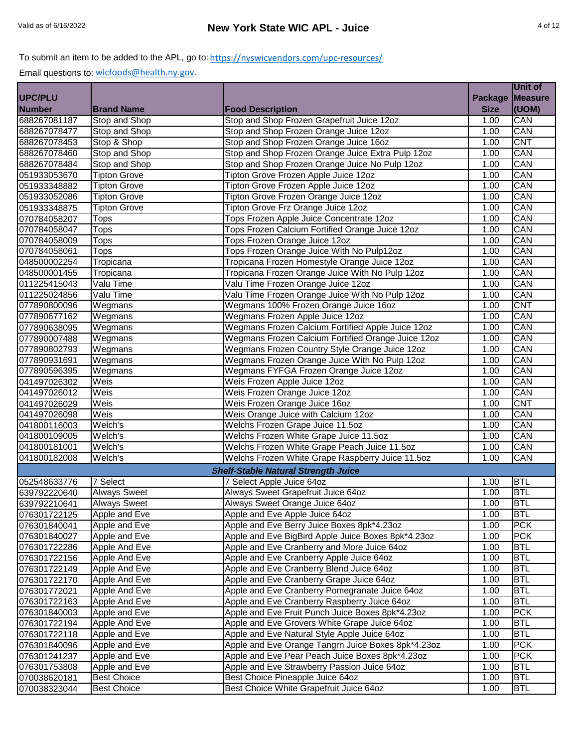To submit an item to be added to the APL, go to: https://nyswicvendors.com/upc-resources/

Email questions to: wicfoods@health.ny.gov.

| UPC/PLU Number | Brand Name | Food Description | Package Size | Unit of Measure (UOM) |
|---|---|---|---|---|
| 688267081187 | Stop and Shop | Stop and Shop Frozen Grapefruit Juice 12oz | 1.00 | CAN |
| 688267078477 | Stop and Shop | Stop and Shop Frozen Orange Juice 12oz | 1.00 | CAN |
| 688267078453 | Stop & Shop | Stop and Shop Frozen Orange Juice 16oz | 1.00 | CNT |
| 688267078460 | Stop and Shop | Stop and Shop Frozen Orange Juice Extra Pulp 12oz | 1.00 | CAN |
| 688267078484 | Stop and Shop | Stop and Shop Frozen Orange Juice No Pulp 12oz | 1.00 | CAN |
| 051933053670 | Tipton Grove | Tipton Grove Frozen Apple Juice 12oz | 1.00 | CAN |
| 051933348882 | Tipton Grove | Tipton Grove Frozen Apple Juice 12oz | 1.00 | CAN |
| 051933052086 | Tipton Grove | Tipton Grove Frozen Orange Juice 12oz | 1.00 | CAN |
| 051933348875 | Tipton Grove | Tipton Grove Frz Orange Juice 12oz | 1.00 | CAN |
| 070784058207 | Tops | Tops Frozen Apple Juice Concentrate 12oz | 1.00 | CAN |
| 070784058047 | Tops | Tops Frozen Calcium Fortified Orange Juice 12oz | 1.00 | CAN |
| 070784058009 | Tops | Tops Frozen Orange Juice 12oz | 1.00 | CAN |
| 070784058061 | Tops | Tops Frozen Orange Juice With No Pulp12oz | 1.00 | CAN |
| 048500002254 | Tropicana | Tropicana Frozen Homestyle Orange Juice 12oz | 1.00 | CAN |
| 048500001455 | Tropicana | Tropicana Frozen Orange Juice With No Pulp 12oz | 1.00 | CAN |
| 011225415043 | Valu Time | Valu Time Frozen Orange Juice 12oz | 1.00 | CAN |
| 011225024856 | Valu Time | Valu Time Frozen Orange Juice With No Pulp 12oz | 1.00 | CAN |
| 077890800096 | Wegmans | Wegmans 100% Frozen Orange Juice 16oz | 1.00 | CNT |
| 077890677162 | Wegmans | Wegmans Frozen Apple Juice 12oz | 1.00 | CAN |
| 077890638095 | Wegmans | Wegmans Frozen Calcium Fortified Apple Juice 12oz | 1.00 | CAN |
| 077890007488 | Wegmans | Wegmans Frozen Calcium Fortified Orange Juice 12oz | 1.00 | CAN |
| 077890802793 | Wegmans | Wegmans Frozen Country Style Orange Juice 12oz | 1.00 | CAN |
| 077890931691 | Wegmans | Wegmans Frozen Orange Juice With No Pulp 12oz | 1.00 | CAN |
| 077890596395 | Wegmans | Wegmans FYFGA Frozen Orange Juice 12oz | 1.00 | CAN |
| 041497026302 | Weis | Weis Frozen Apple Juice 12oz | 1.00 | CAN |
| 041497026012 | Weis | Weis Frozen Orange Juice 12oz | 1.00 | CAN |
| 041497026029 | Weis | Weis Frozen Orange Juice 16oz | 1.00 | CNT |
| 041497026098 | Weis | Weis Orange Juice with Calcium 12oz | 1.00 | CAN |
| 041800116003 | Welch's | Welchs Frozen Grape Juice 11.5oz | 1.00 | CAN |
| 041800109005 | Welch's | Welchs Frozen White Grape Juice 11.5oz | 1.00 | CAN |
| 041800181001 | Welch's | Welchs Frozen White Grape Peach Juice 11.5oz | 1.00 | CAN |
| 041800182008 | Welch's | Welchs Frozen White Grape Raspberry Juice 11.5oz | 1.00 | CAN |
| | | ***Shelf-Stable Natural Strength Juice*** | | |
| 052548633776 | 7 Select | 7 Select Apple Juice 64oz | 1.00 | BTL |
| 639792220640 | Always Sweet | Always Sweet Grapefruit Juice 64oz | 1.00 | BTL |
| 639792210641 | Always Sweet | Always Sweet Orange Juice 64oz | 1.00 | BTL |
| 076301722125 | Apple and Eve | Apple and Eve Apple Juice 64oz | 1.00 | BTL |
| 076301840041 | Apple and Eve | Apple and Eve Berry Juice Boxes 8pk*4.23oz | 1.00 | PCK |
| 076301840027 | Apple and Eve | Apple and Eve BigBird Apple Juice Boxes 8pk*4.23oz | 1.00 | PCK |
| 076301722286 | Apple And Eve | Apple and Eve Cranberry and More Juice 64oz | 1.00 | BTL |
| 076301722156 | Apple And Eve | Apple and Eve Cranberry Apple Juice 64oz | 1.00 | BTL |
| 076301722149 | Apple And Eve | Apple and Eve Cranberry Blend Juice 64oz | 1.00 | BTL |
| 076301722170 | Apple And Eve | Apple and Eve Cranberry Grape Juice 64oz | 1.00 | BTL |
| 076301772021 | Apple And Eve | Apple and Eve Cranberry Pomegranate Juice 64oz | 1.00 | BTL |
| 076301722163 | Apple And Eve | Apple and Eve Cranberry Raspberry Juice 64oz | 1.00 | BTL |
| 076301840003 | Apple and Eve | Apple and Eve Fruit Punch Juice Boxes 8pk*4.23oz | 1.00 | PCK |
| 076301722194 | Apple And Eve | Apple and Eve Grovers White Grape Juice 64oz | 1.00 | BTL |
| 076301722118 | Apple and Eve | Apple and Eve Natural Style Apple Juice 64oz | 1.00 | BTL |
| 076301840096 | Apple and Eve | Apple and Eve Orange Tangrn Juice Boxes 8pk*4.23oz | 1.00 | PCK |
| 076301241237 | Apple and Eve | Apple and Eve Pear Peach Juice Boxes 8pk*4.23oz | 1.00 | PCK |
| 076301753808 | Apple and Eve | Apple and Eve Strawberry Passion Juice 64oz | 1.00 | BTL |
| 070038620181 | Best Choice | Best Choice Pineapple Juice 64oz | 1.00 | BTL |
| 070038323044 | Best Choice | Best Choice White Grapefruit Juice 64oz | 1.00 | BTL |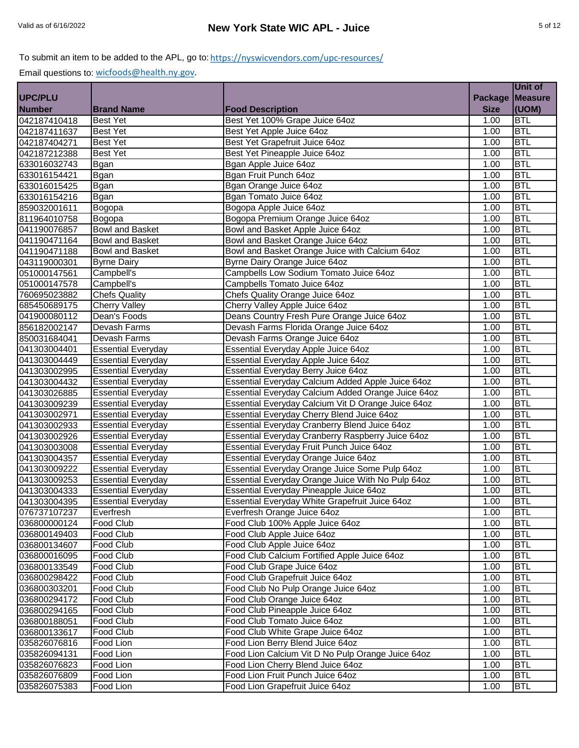To submit an item to be added to the APL, go to: https://nyswicvendors.com/upc-resources/

Email questions to: wicfoods@health.ny.gov.

| UPC/PLU Number | Brand Name | Food Description | Package Size | Unit of Measure (UOM) |
|---|---|---|---|---|
| 042187410418 | Best Yet | Best Yet 100% Grape Juice 64oz | 1.00 | BTL |
| 042187411637 | Best Yet | Best Yet Apple Juice 64oz | 1.00 | BTL |
| 042187404271 | Best Yet | Best Yet Grapefruit Juice 64oz | 1.00 | BTL |
| 042187212388 | Best Yet | Best Yet Pineapple Juice 64oz | 1.00 | BTL |
| 633016032743 | Bgan | Bgan Apple Juice 64oz | 1.00 | BTL |
| 633016154421 | Bgan | Bgan Fruit Punch 64oz | 1.00 | BTL |
| 633016015425 | Bgan | Bgan Orange Juice 64oz | 1.00 | BTL |
| 633016154216 | Bgan | Bgan Tomato Juice 64oz | 1.00 | BTL |
| 859032001611 | Bogopa | Bogopa Apple Juice 64oz | 1.00 | BTL |
| 811964010758 | Bogopa | Bogopa Premium Orange Juice 64oz | 1.00 | BTL |
| 041190076857 | Bowl and Basket | Bowl and Basket Apple Juice 64oz | 1.00 | BTL |
| 041190471164 | Bowl and Basket | Bowl and Basket Orange Juice 64oz | 1.00 | BTL |
| 041190471188 | Bowl and Basket | Bowl and Basket Orange Juice with Calcium 64oz | 1.00 | BTL |
| 043119000301 | Byrne Dairy | Byrne Dairy Orange Juice 64oz | 1.00 | BTL |
| 051000147561 | Campbell's | Campbells Low Sodium Tomato Juice 64oz | 1.00 | BTL |
| 051000147578 | Campbell's | Campbells Tomato Juice 64oz | 1.00 | BTL |
| 760695023882 | Chefs Quality | Chefs Quality Orange Juice 64oz | 1.00 | BTL |
| 685450689175 | Cherry Valley | Cherry Valley Apple Juice 64oz | 1.00 | BTL |
| 041900080112 | Dean's Foods | Deans Country Fresh Pure Orange Juice 64oz | 1.00 | BTL |
| 856182002147 | Devash Farms | Devash Farms Florida Orange Juice 64oz | 1.00 | BTL |
| 850031684041 | Devash Farms | Devash Farms Orange Juice 64oz | 1.00 | BTL |
| 041303004401 | Essential Everyday | Essential Everyday Apple Juice 64oz | 1.00 | BTL |
| 041303004449 | Essential Everyday | Essential Everyday Apple Juice 64oz | 1.00 | BTL |
| 041303002995 | Essential Everyday | Essential Everyday Berry Juice 64oz | 1.00 | BTL |
| 041303004432 | Essential Everyday | Essential Everyday Calcium Added Apple Juice 64oz | 1.00 | BTL |
| 041303026885 | Essential Everyday | Essential Everyday Calcium Added Orange Juice 64oz | 1.00 | BTL |
| 041303009239 | Essential Everyday | Essential Everyday Calcium Vit D Orange Juice 64oz | 1.00 | BTL |
| 041303002971 | Essential Everyday | Essential Everyday Cherry Blend Juice 64oz | 1.00 | BTL |
| 041303002933 | Essential Everyday | Essential Everyday Cranberry Blend Juice 64oz | 1.00 | BTL |
| 041303002926 | Essential Everyday | Essential Everyday Cranberry Raspberry Juice 64oz | 1.00 | BTL |
| 041303003008 | Essential Everyday | Essential Everyday Fruit Punch Juice 64oz | 1.00 | BTL |
| 041303004357 | Essential Everyday | Essential Everyday Orange Juice 64oz | 1.00 | BTL |
| 041303009222 | Essential Everyday | Essential Everyday Orange Juice Some Pulp 64oz | 1.00 | BTL |
| 041303009253 | Essential Everyday | Essential Everyday Orange Juice With No Pulp 64oz | 1.00 | BTL |
| 041303004333 | Essential Everyday | Essential Everyday Pineapple Juice 64oz | 1.00 | BTL |
| 041303004395 | Essential Everyday | Essential Everyday White Grapefruit Juice 64oz | 1.00 | BTL |
| 076737107237 | Everfresh | Everfresh Orange Juice 64oz | 1.00 | BTL |
| 036800000124 | Food Club | Food Club 100% Apple Juice 64oz | 1.00 | BTL |
| 036800149403 | Food Club | Food Club Apple Juice 64oz | 1.00 | BTL |
| 036800134607 | Food Club | Food Club Apple Juice 64oz | 1.00 | BTL |
| 036800016095 | Food Club | Food Club Calcium Fortified Apple Juice 64oz | 1.00 | BTL |
| 036800133549 | Food Club | Food Club Grape Juice 64oz | 1.00 | BTL |
| 036800298422 | Food Club | Food Club Grapefruit Juice 64oz | 1.00 | BTL |
| 036800303201 | Food Club | Food Club No Pulp Orange Juice 64oz | 1.00 | BTL |
| 036800294172 | Food Club | Food Club Orange Juice 64oz | 1.00 | BTL |
| 036800294165 | Food Club | Food Club Pineapple Juice 64oz | 1.00 | BTL |
| 036800188051 | Food Club | Food Club Tomato Juice 64oz | 1.00 | BTL |
| 036800133617 | Food Club | Food Club White Grape Juice 64oz | 1.00 | BTL |
| 035826076816 | Food Lion | Food Lion Berry Blend Juice 64oz | 1.00 | BTL |
| 035826094131 | Food Lion | Food Lion Calcium Vit D No Pulp Orange Juice 64oz | 1.00 | BTL |
| 035826076823 | Food Lion | Food Lion Cherry Blend Juice 64oz | 1.00 | BTL |
| 035826076809 | Food Lion | Food Lion Fruit Punch Juice 64oz | 1.00 | BTL |
| 035826075383 | Food Lion | Food Lion Grapefruit Juice 64oz | 1.00 | BTL |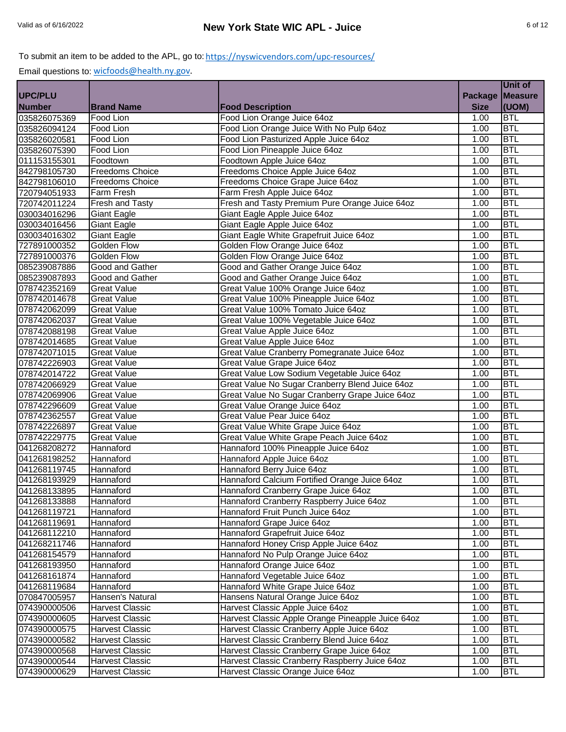To submit an item to be added to the APL, go to: https://nyswicvendors.com/upc-resources/

Email questions to: wicfoods@health.ny.gov.

| UPC/PLU Number | Brand Name | Food Description | Package Size | Unit of Measure (UOM) |
|---|---|---|---|---|
| 035826075369 | Food Lion | Food Lion Orange Juice 64oz | 1.00 | BTL |
| 035826094124 | Food Lion | Food Lion Orange Juice With No Pulp 64oz | 1.00 | BTL |
| 035826020581 | Food Lion | Food Lion Pasturized Apple Juice 64oz | 1.00 | BTL |
| 035826075390 | Food Lion | Food Lion Pineapple Juice 64oz | 1.00 | BTL |
| 011153155301 | Foodtown | Foodtown Apple Juice 64oz | 1.00 | BTL |
| 842798105730 | Freedoms Choice | Freedoms Choice Apple Juice 64oz | 1.00 | BTL |
| 842798106010 | Freedoms Choice | Freedoms Choice Grape Juice 64oz | 1.00 | BTL |
| 720794051933 | Farm Fresh | Farm Fresh Apple Juice 64oz | 1.00 | BTL |
| 720742011224 | Fresh and Tasty | Fresh and Tasty Premium Pure Orange Juice 64oz | 1.00 | BTL |
| 030034016296 | Giant Eagle | Giant Eagle Apple Juice 64oz | 1.00 | BTL |
| 030034016456 | Giant Eagle | Giant Eagle Apple Juice 64oz | 1.00 | BTL |
| 030034016302 | Giant Eagle | Giant Eagle White Grapefruit Juice 64oz | 1.00 | BTL |
| 727891000352 | Golden Flow | Golden Flow Orange Juice 64oz | 1.00 | BTL |
| 727891000376 | Golden Flow | Golden Flow Orange Juice 64oz | 1.00 | BTL |
| 085239087886 | Good and Gather | Good and Gather Orange Juice 64oz | 1.00 | BTL |
| 085239087893 | Good and Gather | Good and Gather Orange Juice 64oz | 1.00 | BTL |
| 078742352169 | Great Value | Great Value 100% Orange Juice 64oz | 1.00 | BTL |
| 078742014678 | Great Value | Great Value 100% Pineapple Juice 64oz | 1.00 | BTL |
| 078742062099 | Great Value | Great Value 100% Tomato Juice 64oz | 1.00 | BTL |
| 078742062037 | Great Value | Great Value 100% Vegetable Juice 64oz | 1.00 | BTL |
| 078742088198 | Great Value | Great Value Apple Juice 64oz | 1.00 | BTL |
| 078742014685 | Great Value | Great Value Apple Juice 64oz | 1.00 | BTL |
| 078742071015 | Great Value | Great Value Cranberry Pomegranate Juice 64oz | 1.00 | BTL |
| 078742226903 | Great Value | Great Value Grape Juice 64oz | 1.00 | BTL |
| 078742014722 | Great Value | Great Value Low Sodium Vegetable Juice 64oz | 1.00 | BTL |
| 078742066929 | Great Value | Great Value No Sugar Cranberry Blend Juice 64oz | 1.00 | BTL |
| 078742069906 | Great Value | Great Value No Sugar Cranberry Grape Juice 64oz | 1.00 | BTL |
| 078742296609 | Great Value | Great Value Orange Juice 64oz | 1.00 | BTL |
| 078742362557 | Great Value | Great Value Pear Juice 64oz | 1.00 | BTL |
| 078742226897 | Great Value | Great Value White Grape Juice 64oz | 1.00 | BTL |
| 078742229775 | Great Value | Great Value White Grape Peach Juice 64oz | 1.00 | BTL |
| 041268208272 | Hannaford | Hannaford 100% Pineapple Juice 64oz | 1.00 | BTL |
| 041268198252 | Hannaford | Hannaford Apple Juice 64oz | 1.00 | BTL |
| 041268119745 | Hannaford | Hannaford Berry Juice 64oz | 1.00 | BTL |
| 041268193929 | Hannaford | Hannaford Calcium Fortified Orange Juice 64oz | 1.00 | BTL |
| 041268133895 | Hannaford | Hannaford Cranberry Grape Juice 64oz | 1.00 | BTL |
| 041268133888 | Hannaford | Hannaford Cranberry Raspberry Juice 64oz | 1.00 | BTL |
| 041268119721 | Hannaford | Hannaford Fruit Punch Juice 64oz | 1.00 | BTL |
| 041268119691 | Hannaford | Hannaford Grape Juice 64oz | 1.00 | BTL |
| 041268112210 | Hannaford | Hannaford Grapefruit Juice 64oz | 1.00 | BTL |
| 041268211746 | Hannaford | Hannaford Honey Crisp Apple Juice 64oz | 1.00 | BTL |
| 041268154579 | Hannaford | Hannaford No Pulp Orange Juice 64oz | 1.00 | BTL |
| 041268193950 | Hannaford | Hannaford Orange Juice 64oz | 1.00 | BTL |
| 041268161874 | Hannaford | Hannaford Vegetable Juice 64oz | 1.00 | BTL |
| 041268119684 | Hannaford | Hannaford White Grape Juice 64oz | 1.00 | BTL |
| 070847005957 | Hansen's Natural | Hansens Natural Orange Juice 64oz | 1.00 | BTL |
| 074390000506 | Harvest Classic | Harvest Classic Apple Juice 64oz | 1.00 | BTL |
| 074390000605 | Harvest Classic | Harvest Classic Apple Orange Pineapple Juice 64oz | 1.00 | BTL |
| 074390000575 | Harvest Classic | Harvest Classic Cranberry Apple Juice 64oz | 1.00 | BTL |
| 074390000582 | Harvest Classic | Harvest Classic Cranberry Blend Juice 64oz | 1.00 | BTL |
| 074390000568 | Harvest Classic | Harvest Classic Cranberry Grape Juice 64oz | 1.00 | BTL |
| 074390000544 | Harvest Classic | Harvest Classic Cranberry Raspberry Juice 64oz | 1.00 | BTL |
| 074390000629 | Harvest Classic | Harvest Classic Orange Juice 64oz | 1.00 | BTL |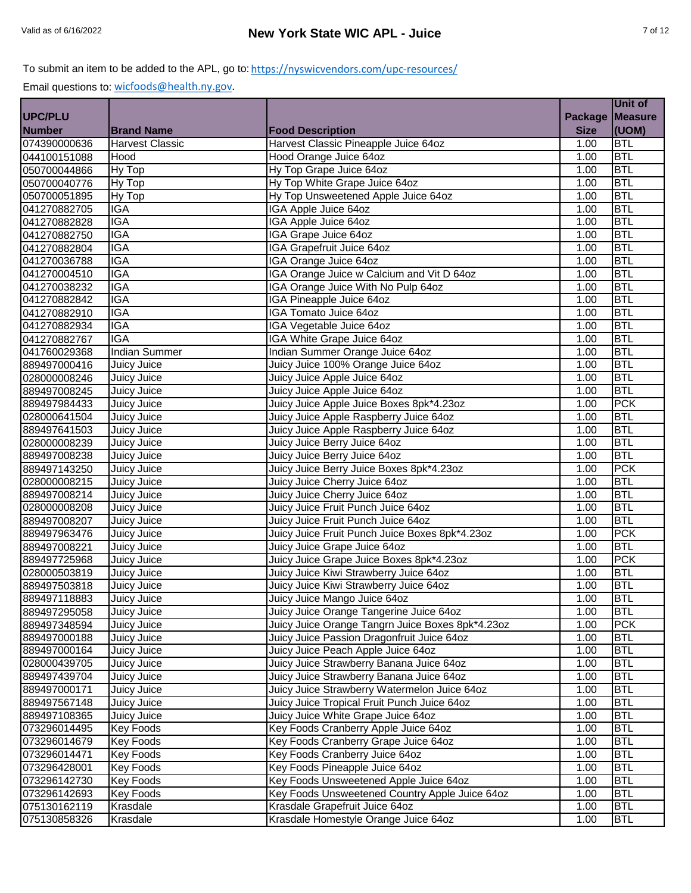To submit an item to be added to the APL, go to: https://nyswicvendors.com/upc-resources/

Email questions to: wicfoods@health.ny.gov.

| UPC/PLU Number | Brand Name | Food Description | Package Size | Unit of Measure (UOM) |
|---|---|---|---|---|
| 074390000636 | Harvest Classic | Harvest Classic Pineapple Juice 64oz | 1.00 | BTL |
| 044100151088 | Hood | Hood Orange Juice 64oz | 1.00 | BTL |
| 050700044866 | Hy Top | Hy Top Grape Juice 64oz | 1.00 | BTL |
| 050700040776 | Hy Top | Hy Top White Grape Juice 64oz | 1.00 | BTL |
| 050700051895 | Hy Top | Hy Top Unsweetened Apple Juice 64oz | 1.00 | BTL |
| 041270882705 | IGA | IGA Apple Juice 64oz | 1.00 | BTL |
| 041270882828 | IGA | IGA Apple Juice 64oz | 1.00 | BTL |
| 041270882750 | IGA | IGA Grape Juice 64oz | 1.00 | BTL |
| 041270882804 | IGA | IGA Grapefruit Juice 64oz | 1.00 | BTL |
| 041270036788 | IGA | IGA Orange Juice 64oz | 1.00 | BTL |
| 041270004510 | IGA | IGA Orange Juice w Calcium and Vit D 64oz | 1.00 | BTL |
| 041270038232 | IGA | IGA Orange Juice With No Pulp 64oz | 1.00 | BTL |
| 041270882842 | IGA | IGA Pineapple Juice 64oz | 1.00 | BTL |
| 041270882910 | IGA | IGA Tomato Juice 64oz | 1.00 | BTL |
| 041270882934 | IGA | IGA Vegetable Juice 64oz | 1.00 | BTL |
| 041270882767 | IGA | IGA White Grape Juice 64oz | 1.00 | BTL |
| 041760029368 | Indian Summer | Indian Summer Orange Juice 64oz | 1.00 | BTL |
| 889497000416 | Juicy Juice | Juicy Juice 100% Orange Juice 64oz | 1.00 | BTL |
| 028000008246 | Juicy Juice | Juicy Juice Apple Juice 64oz | 1.00 | BTL |
| 889497008245 | Juicy Juice | Juicy Juice Apple Juice 64oz | 1.00 | BTL |
| 889497984433 | Juicy Juice | Juicy Juice Apple Juice Boxes 8pk*4.23oz | 1.00 | PCK |
| 028000641504 | Juicy Juice | Juicy Juice Apple Raspberry Juice 64oz | 1.00 | BTL |
| 889497641503 | Juicy Juice | Juicy Juice Apple Raspberry Juice 64oz | 1.00 | BTL |
| 028000008239 | Juicy Juice | Juicy Juice Berry Juice 64oz | 1.00 | BTL |
| 889497008238 | Juicy Juice | Juicy Juice Berry Juice 64oz | 1.00 | BTL |
| 889497143250 | Juicy Juice | Juicy Juice Berry Juice Boxes 8pk*4.23oz | 1.00 | PCK |
| 028000008215 | Juicy Juice | Juicy Juice Cherry Juice 64oz | 1.00 | BTL |
| 889497008214 | Juicy Juice | Juicy Juice Cherry Juice 64oz | 1.00 | BTL |
| 028000008208 | Juicy Juice | Juicy Juice Fruit Punch Juice 64oz | 1.00 | BTL |
| 889497008207 | Juicy Juice | Juicy Juice Fruit Punch Juice 64oz | 1.00 | BTL |
| 889497963476 | Juicy Juice | Juicy Juice Fruit Punch Juice Boxes 8pk*4.23oz | 1.00 | PCK |
| 889497008221 | Juicy Juice | Juicy Juice Grape Juice 64oz | 1.00 | BTL |
| 889497725968 | Juicy Juice | Juicy Juice Grape Juice Boxes 8pk*4.23oz | 1.00 | PCK |
| 028000503819 | Juicy Juice | Juicy Juice Kiwi Strawberry Juice 64oz | 1.00 | BTL |
| 889497503818 | Juicy Juice | Juicy Juice Kiwi Strawberry Juice 64oz | 1.00 | BTL |
| 889497118883 | Juicy Juice | Juicy Juice Mango Juice 64oz | 1.00 | BTL |
| 889497295058 | Juicy Juice | Juicy Juice Orange Tangerine Juice 64oz | 1.00 | BTL |
| 889497348594 | Juicy Juice | Juicy Juice Orange Tangrn Juice Boxes 8pk*4.23oz | 1.00 | PCK |
| 889497000188 | Juicy Juice | Juicy Juice Passion Dragonfruit Juice 64oz | 1.00 | BTL |
| 889497000164 | Juicy Juice | Juicy Juice Peach Apple Juice 64oz | 1.00 | BTL |
| 028000439705 | Juicy Juice | Juicy Juice Strawberry Banana Juice 64oz | 1.00 | BTL |
| 889497439704 | Juicy Juice | Juicy Juice Strawberry Banana Juice 64oz | 1.00 | BTL |
| 889497000171 | Juicy Juice | Juicy Juice Strawberry Watermelon Juice 64oz | 1.00 | BTL |
| 889497567148 | Juicy Juice | Juicy Juice Tropical Fruit Punch Juice 64oz | 1.00 | BTL |
| 889497108365 | Juicy Juice | Juicy Juice White Grape Juice 64oz | 1.00 | BTL |
| 073296014495 | Key Foods | Key Foods Cranberry Apple Juice 64oz | 1.00 | BTL |
| 073296014679 | Key Foods | Key Foods Cranberry Grape Juice 64oz | 1.00 | BTL |
| 073296014471 | Key Foods | Key Foods Cranberry Juice 64oz | 1.00 | BTL |
| 073296428001 | Key Foods | Key Foods Pineapple Juice 64oz | 1.00 | BTL |
| 073296142730 | Key Foods | Key Foods Unsweetened Apple Juice 64oz | 1.00 | BTL |
| 073296142693 | Key Foods | Key Foods Unsweetened Country Apple Juice 64oz | 1.00 | BTL |
| 075130162119 | Krasdale | Krasdale Grapefruit Juice 64oz | 1.00 | BTL |
| 075130858326 | Krasdale | Krasdale Homestyle Orange Juice 64oz | 1.00 | BTL |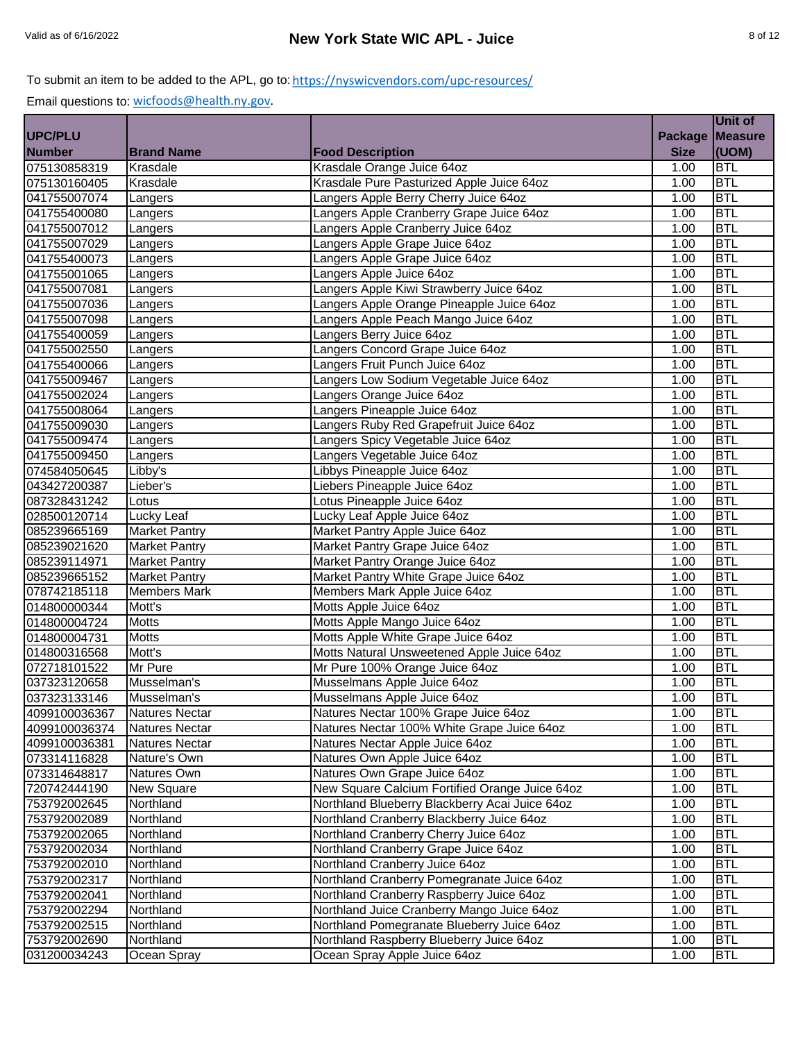To submit an item to be added to the APL, go to: https://nyswicvendors.com/upc-resources/

Email questions to: wicfoods@health.ny.gov.

| UPC/PLU Number | Brand Name | Food Description | Package Size | Unit of Measure (UOM) |
|---|---|---|---|---|
| 075130858319 | Krasdale | Krasdale Orange Juice 64oz | 1.00 | BTL |
| 075130160405 | Krasdale | Krasdale Pure Pasturized Apple Juice 64oz | 1.00 | BTL |
| 041755007074 | Langers | Langers Apple Berry Cherry Juice 64oz | 1.00 | BTL |
| 041755400080 | Langers | Langers Apple Cranberry Grape Juice 64oz | 1.00 | BTL |
| 041755007012 | Langers | Langers Apple Cranberry Juice 64oz | 1.00 | BTL |
| 041755007029 | Langers | Langers Apple Grape Juice 64oz | 1.00 | BTL |
| 041755400073 | Langers | Langers Apple Grape Juice 64oz | 1.00 | BTL |
| 041755001065 | Langers | Langers Apple Juice 64oz | 1.00 | BTL |
| 041755007081 | Langers | Langers Apple Kiwi Strawberry Juice 64oz | 1.00 | BTL |
| 041755007036 | Langers | Langers Apple Orange Pineapple Juice 64oz | 1.00 | BTL |
| 041755007098 | Langers | Langers Apple Peach Mango Juice 64oz | 1.00 | BTL |
| 041755400059 | Langers | Langers Berry Juice 64oz | 1.00 | BTL |
| 041755002550 | Langers | Langers Concord Grape Juice 64oz | 1.00 | BTL |
| 041755400066 | Langers | Langers Fruit Punch Juice 64oz | 1.00 | BTL |
| 041755009467 | Langers | Langers Low Sodium Vegetable Juice 64oz | 1.00 | BTL |
| 041755002024 | Langers | Langers Orange Juice 64oz | 1.00 | BTL |
| 041755008064 | Langers | Langers Pineapple Juice 64oz | 1.00 | BTL |
| 041755009030 | Langers | Langers Ruby Red Grapefruit Juice 64oz | 1.00 | BTL |
| 041755009474 | Langers | Langers Spicy Vegetable Juice 64oz | 1.00 | BTL |
| 041755009450 | Langers | Langers Vegetable Juice 64oz | 1.00 | BTL |
| 074584050645 | Libby's | Libbys Pineapple Juice 64oz | 1.00 | BTL |
| 043427200387 | Lieber's | Liebers Pineapple Juice 64oz | 1.00 | BTL |
| 087328431242 | Lotus | Lotus Pineapple Juice 64oz | 1.00 | BTL |
| 028500120714 | Lucky Leaf | Lucky Leaf Apple Juice 64oz | 1.00 | BTL |
| 085239665169 | Market Pantry | Market Pantry Apple Juice 64oz | 1.00 | BTL |
| 085239021620 | Market Pantry | Market Pantry Grape Juice 64oz | 1.00 | BTL |
| 085239114971 | Market Pantry | Market Pantry Orange Juice 64oz | 1.00 | BTL |
| 085239665152 | Market Pantry | Market Pantry White Grape Juice 64oz | 1.00 | BTL |
| 078742185118 | Members Mark | Members Mark Apple Juice 64oz | 1.00 | BTL |
| 014800000344 | Mott's | Motts Apple Juice 64oz | 1.00 | BTL |
| 014800004724 | Motts | Motts Apple Mango Juice 64oz | 1.00 | BTL |
| 014800004731 | Motts | Motts Apple White Grape Juice 64oz | 1.00 | BTL |
| 014800316568 | Mott's | Motts Natural Unsweetened Apple Juice 64oz | 1.00 | BTL |
| 072718101522 | Mr Pure | Mr Pure 100% Orange Juice 64oz | 1.00 | BTL |
| 037323120658 | Musselman's | Musselmans Apple Juice 64oz | 1.00 | BTL |
| 037323133146 | Musselman's | Musselmans Apple Juice 64oz | 1.00 | BTL |
| 4099100036367 | Natures Nectar | Natures Nectar 100% Grape Juice 64oz | 1.00 | BTL |
| 4099100036374 | Natures Nectar | Natures Nectar 100% White Grape Juice 64oz | 1.00 | BTL |
| 4099100036381 | Natures Nectar | Natures Nectar Apple Juice 64oz | 1.00 | BTL |
| 073314116828 | Nature's Own | Natures Own Apple Juice 64oz | 1.00 | BTL |
| 073314648817 | Natures Own | Natures Own Grape Juice 64oz | 1.00 | BTL |
| 720742444190 | New Square | New Square Calcium Fortified Orange Juice 64oz | 1.00 | BTL |
| 753792002645 | Northland | Northland Blueberry Blackberry Acai Juice 64oz | 1.00 | BTL |
| 753792002089 | Northland | Northland Cranberry Blackberry Juice 64oz | 1.00 | BTL |
| 753792002065 | Northland | Northland Cranberry Cherry Juice 64oz | 1.00 | BTL |
| 753792002034 | Northland | Northland Cranberry Grape Juice 64oz | 1.00 | BTL |
| 753792002010 | Northland | Northland Cranberry Juice 64oz | 1.00 | BTL |
| 753792002317 | Northland | Northland Cranberry Pomegranate Juice 64oz | 1.00 | BTL |
| 753792002041 | Northland | Northland Cranberry Raspberry Juice 64oz | 1.00 | BTL |
| 753792002294 | Northland | Northland Juice Cranberry Mango Juice 64oz | 1.00 | BTL |
| 753792002515 | Northland | Northland Pomegranate Blueberry Juice 64oz | 1.00 | BTL |
| 753792002690 | Northland | Northland Raspberry Blueberry Juice 64oz | 1.00 | BTL |
| 031200034243 | Ocean Spray | Ocean Spray Apple Juice 64oz | 1.00 | BTL |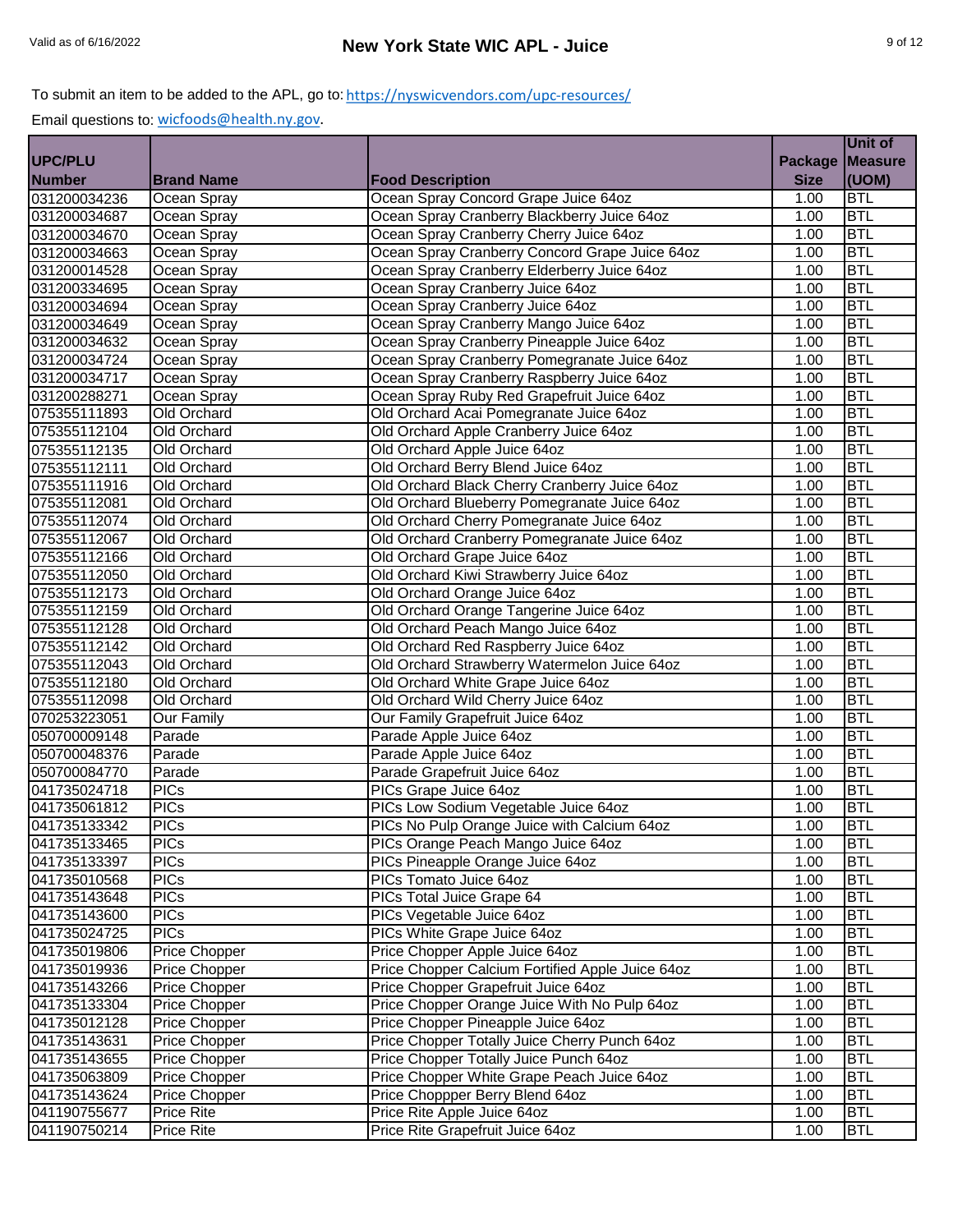To submit an item to be added to the APL, go to: https://nyswicvendors.com/upc-resources/

Email questions to: wicfoods@health.ny.gov.

| UPC/PLU Number | Brand Name | Food Description | Package Size | Unit of Measure (UOM) |
|---|---|---|---|---|
| 031200034236 | Ocean Spray | Ocean Spray Concord Grape Juice 64oz | 1.00 | BTL |
| 031200034687 | Ocean Spray | Ocean Spray Cranberry Blackberry Juice 64oz | 1.00 | BTL |
| 031200034670 | Ocean Spray | Ocean Spray Cranberry Cherry Juice 64oz | 1.00 | BTL |
| 031200034663 | Ocean Spray | Ocean Spray Cranberry Concord Grape Juice 64oz | 1.00 | BTL |
| 031200014528 | Ocean Spray | Ocean Spray Cranberry Elderberry Juice 64oz | 1.00 | BTL |
| 031200334695 | Ocean Spray | Ocean Spray Cranberry Juice 64oz | 1.00 | BTL |
| 031200034694 | Ocean Spray | Ocean Spray Cranberry Juice 64oz | 1.00 | BTL |
| 031200034649 | Ocean Spray | Ocean Spray Cranberry Mango Juice 64oz | 1.00 | BTL |
| 031200034632 | Ocean Spray | Ocean Spray Cranberry Pineapple Juice 64oz | 1.00 | BTL |
| 031200034724 | Ocean Spray | Ocean Spray Cranberry Pomegranate Juice 64oz | 1.00 | BTL |
| 031200034717 | Ocean Spray | Ocean Spray Cranberry Raspberry Juice 64oz | 1.00 | BTL |
| 031200288271 | Ocean Spray | Ocean Spray Ruby Red Grapefruit Juice 64oz | 1.00 | BTL |
| 075355111893 | Old Orchard | Old Orchard Acai Pomegranate Juice 64oz | 1.00 | BTL |
| 075355112104 | Old Orchard | Old Orchard Apple Cranberry Juice 64oz | 1.00 | BTL |
| 075355112135 | Old Orchard | Old Orchard Apple Juice 64oz | 1.00 | BTL |
| 075355112111 | Old Orchard | Old Orchard Berry Blend Juice 64oz | 1.00 | BTL |
| 075355111916 | Old Orchard | Old Orchard Black Cherry Cranberry Juice 64oz | 1.00 | BTL |
| 075355112081 | Old Orchard | Old Orchard Blueberry Pomegranate Juice 64oz | 1.00 | BTL |
| 075355112074 | Old Orchard | Old Orchard Cherry Pomegranate Juice 64oz | 1.00 | BTL |
| 075355112067 | Old Orchard | Old Orchard Cranberry Pomegranate Juice 64oz | 1.00 | BTL |
| 075355112166 | Old Orchard | Old Orchard Grape Juice 64oz | 1.00 | BTL |
| 075355112050 | Old Orchard | Old Orchard Kiwi Strawberry Juice 64oz | 1.00 | BTL |
| 075355112173 | Old Orchard | Old Orchard Orange Juice 64oz | 1.00 | BTL |
| 075355112159 | Old Orchard | Old Orchard Orange Tangerine Juice 64oz | 1.00 | BTL |
| 075355112128 | Old Orchard | Old Orchard Peach Mango Juice 64oz | 1.00 | BTL |
| 075355112142 | Old Orchard | Old Orchard Red Raspberry Juice 64oz | 1.00 | BTL |
| 075355112043 | Old Orchard | Old Orchard Strawberry Watermelon Juice 64oz | 1.00 | BTL |
| 075355112180 | Old Orchard | Old Orchard White Grape Juice 64oz | 1.00 | BTL |
| 075355112098 | Old Orchard | Old Orchard Wild Cherry Juice 64oz | 1.00 | BTL |
| 070253223051 | Our Family | Our Family Grapefruit Juice 64oz | 1.00 | BTL |
| 050700009148 | Parade | Parade Apple Juice 64oz | 1.00 | BTL |
| 050700048376 | Parade | Parade Apple Juice 64oz | 1.00 | BTL |
| 050700084770 | Parade | Parade Grapefruit Juice 64oz | 1.00 | BTL |
| 041735024718 | PICs | PICs Grape Juice 64oz | 1.00 | BTL |
| 041735061812 | PICs | PICs Low Sodium Vegetable Juice 64oz | 1.00 | BTL |
| 041735133342 | PICs | PICs No Pulp Orange Juice with Calcium 64oz | 1.00 | BTL |
| 041735133465 | PICs | PICs Orange Peach Mango Juice 64oz | 1.00 | BTL |
| 041735133397 | PICs | PICs Pineapple Orange Juice 64oz | 1.00 | BTL |
| 041735010568 | PICs | PICs Tomato Juice 64oz | 1.00 | BTL |
| 041735143648 | PICs | PICs Total Juice Grape 64 | 1.00 | BTL |
| 041735143600 | PICs | PICs Vegetable Juice 64oz | 1.00 | BTL |
| 041735024725 | PICs | PICs White Grape Juice 64oz | 1.00 | BTL |
| 041735019806 | Price Chopper | Price Chopper Apple Juice 64oz | 1.00 | BTL |
| 041735019936 | Price Chopper | Price Chopper Calcium Fortified Apple Juice 64oz | 1.00 | BTL |
| 041735143266 | Price Chopper | Price Chopper Grapefruit Juice 64oz | 1.00 | BTL |
| 041735133304 | Price Chopper | Price Chopper Orange Juice With No Pulp 64oz | 1.00 | BTL |
| 041735012128 | Price Chopper | Price Chopper Pineapple Juice 64oz | 1.00 | BTL |
| 041735143631 | Price Chopper | Price Chopper Totally Juice Cherry Punch 64oz | 1.00 | BTL |
| 041735143655 | Price Chopper | Price Chopper Totally Juice Punch 64oz | 1.00 | BTL |
| 041735063809 | Price Chopper | Price Chopper White Grape Peach Juice 64oz | 1.00 | BTL |
| 041735143624 | Price Chopper | Price Choppper Berry Blend 64oz | 1.00 | BTL |
| 041190755677 | Price Rite | Price Rite Apple Juice 64oz | 1.00 | BTL |
| 041190750214 | Price Rite | Price Rite Grapefruit Juice 64oz | 1.00 | BTL |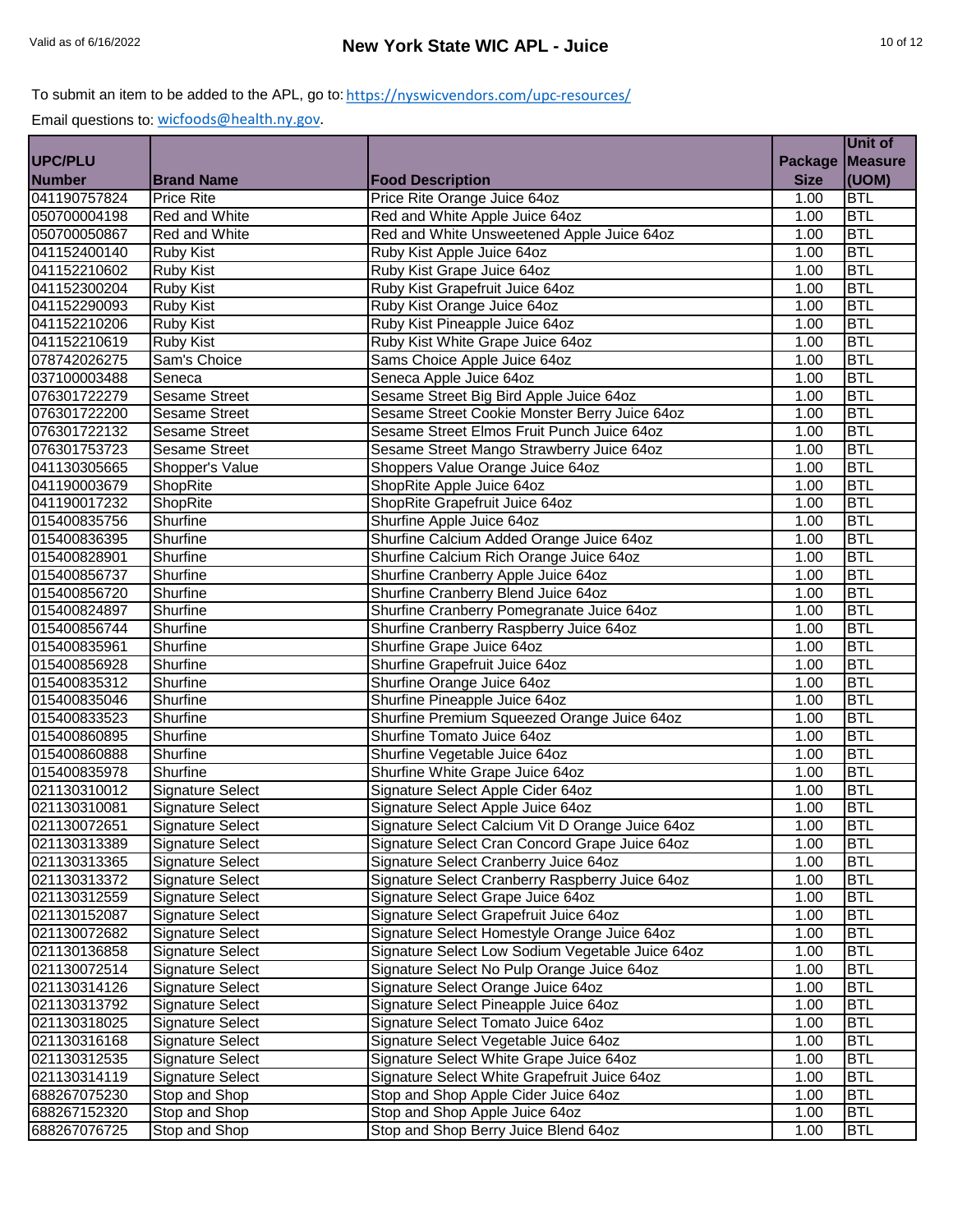To submit an item to be added to the APL, go to: https://nyswicvendors.com/upc-resources/

Email questions to: wicfoods@health.ny.gov.

| UPC/PLU Number | Brand Name | Food Description | Package Size | Unit of Measure (UOM) |
|---|---|---|---|---|
| 041190757824 | Price Rite | Price Rite Orange Juice 64oz | 1.00 | BTL |
| 050700004198 | Red and White | Red and White Apple Juice 64oz | 1.00 | BTL |
| 050700050867 | Red and White | Red and White Unsweetened Apple Juice 64oz | 1.00 | BTL |
| 041152400140 | Ruby Kist | Ruby Kist Apple Juice 64oz | 1.00 | BTL |
| 041152210602 | Ruby Kist | Ruby Kist Grape Juice 64oz | 1.00 | BTL |
| 041152300204 | Ruby Kist | Ruby Kist Grapefruit Juice 64oz | 1.00 | BTL |
| 041152290093 | Ruby Kist | Ruby Kist Orange Juice 64oz | 1.00 | BTL |
| 041152210206 | Ruby Kist | Ruby Kist Pineapple Juice 64oz | 1.00 | BTL |
| 041152210619 | Ruby Kist | Ruby Kist White Grape Juice 64oz | 1.00 | BTL |
| 078742026275 | Sam's Choice | Sams Choice Apple Juice 64oz | 1.00 | BTL |
| 037100003488 | Seneca | Seneca Apple Juice 64oz | 1.00 | BTL |
| 076301722279 | Sesame Street | Sesame Street Big Bird Apple Juice 64oz | 1.00 | BTL |
| 076301722200 | Sesame Street | Sesame Street Cookie Monster Berry Juice 64oz | 1.00 | BTL |
| 076301722132 | Sesame Street | Sesame Street Elmos Fruit Punch Juice 64oz | 1.00 | BTL |
| 076301753723 | Sesame Street | Sesame Street Mango Strawberry Juice 64oz | 1.00 | BTL |
| 041130305665 | Shopper's Value | Shoppers Value Orange Juice 64oz | 1.00 | BTL |
| 041190003679 | ShopRite | ShopRite Apple Juice 64oz | 1.00 | BTL |
| 041190017232 | ShopRite | ShopRite Grapefruit Juice 64oz | 1.00 | BTL |
| 015400835756 | Shurfine | Shurfine Apple Juice 64oz | 1.00 | BTL |
| 015400836395 | Shurfine | Shurfine Calcium Added Orange Juice 64oz | 1.00 | BTL |
| 015400828901 | Shurfine | Shurfine Calcium Rich Orange Juice 64oz | 1.00 | BTL |
| 015400856737 | Shurfine | Shurfine Cranberry Apple Juice 64oz | 1.00 | BTL |
| 015400856720 | Shurfine | Shurfine Cranberry Blend Juice 64oz | 1.00 | BTL |
| 015400824897 | Shurfine | Shurfine Cranberry Pomegranate Juice 64oz | 1.00 | BTL |
| 015400856744 | Shurfine | Shurfine Cranberry Raspberry Juice 64oz | 1.00 | BTL |
| 015400835961 | Shurfine | Shurfine Grape Juice 64oz | 1.00 | BTL |
| 015400856928 | Shurfine | Shurfine Grapefruit Juice 64oz | 1.00 | BTL |
| 015400835312 | Shurfine | Shurfine Orange Juice 64oz | 1.00 | BTL |
| 015400835046 | Shurfine | Shurfine Pineapple Juice 64oz | 1.00 | BTL |
| 015400833523 | Shurfine | Shurfine Premium Squeezed Orange Juice 64oz | 1.00 | BTL |
| 015400860895 | Shurfine | Shurfine Tomato Juice 64oz | 1.00 | BTL |
| 015400860888 | Shurfine | Shurfine Vegetable Juice 64oz | 1.00 | BTL |
| 015400835978 | Shurfine | Shurfine White Grape Juice 64oz | 1.00 | BTL |
| 021130310012 | Signature Select | Signature Select Apple Cider 64oz | 1.00 | BTL |
| 021130310081 | Signature Select | Signature Select Apple Juice 64oz | 1.00 | BTL |
| 021130072651 | Signature Select | Signature Select Calcium Vit D Orange Juice 64oz | 1.00 | BTL |
| 021130313389 | Signature Select | Signature Select Cran Concord Grape Juice 64oz | 1.00 | BTL |
| 021130313365 | Signature Select | Signature Select Cranberry Juice 64oz | 1.00 | BTL |
| 021130313372 | Signature Select | Signature Select Cranberry Raspberry Juice 64oz | 1.00 | BTL |
| 021130312559 | Signature Select | Signature Select Grape Juice 64oz | 1.00 | BTL |
| 021130152087 | Signature Select | Signature Select Grapefruit Juice 64oz | 1.00 | BTL |
| 021130072682 | Signature Select | Signature Select Homestyle Orange Juice 64oz | 1.00 | BTL |
| 021130136858 | Signature Select | Signature Select Low Sodium Vegetable Juice 64oz | 1.00 | BTL |
| 021130072514 | Signature Select | Signature Select No Pulp Orange Juice 64oz | 1.00 | BTL |
| 021130314126 | Signature Select | Signature Select Orange Juice 64oz | 1.00 | BTL |
| 021130313792 | Signature Select | Signature Select Pineapple Juice 64oz | 1.00 | BTL |
| 021130318025 | Signature Select | Signature Select Tomato Juice 64oz | 1.00 | BTL |
| 021130316168 | Signature Select | Signature Select Vegetable Juice 64oz | 1.00 | BTL |
| 021130312535 | Signature Select | Signature Select White Grape Juice 64oz | 1.00 | BTL |
| 021130314119 | Signature Select | Signature Select White Grapefruit Juice 64oz | 1.00 | BTL |
| 688267075230 | Stop and Shop | Stop and Shop Apple Cider Juice 64oz | 1.00 | BTL |
| 688267152320 | Stop and Shop | Stop and Shop Apple Juice 64oz | 1.00 | BTL |
| 688267076725 | Stop and Shop | Stop and Shop Berry Juice Blend 64oz | 1.00 | BTL |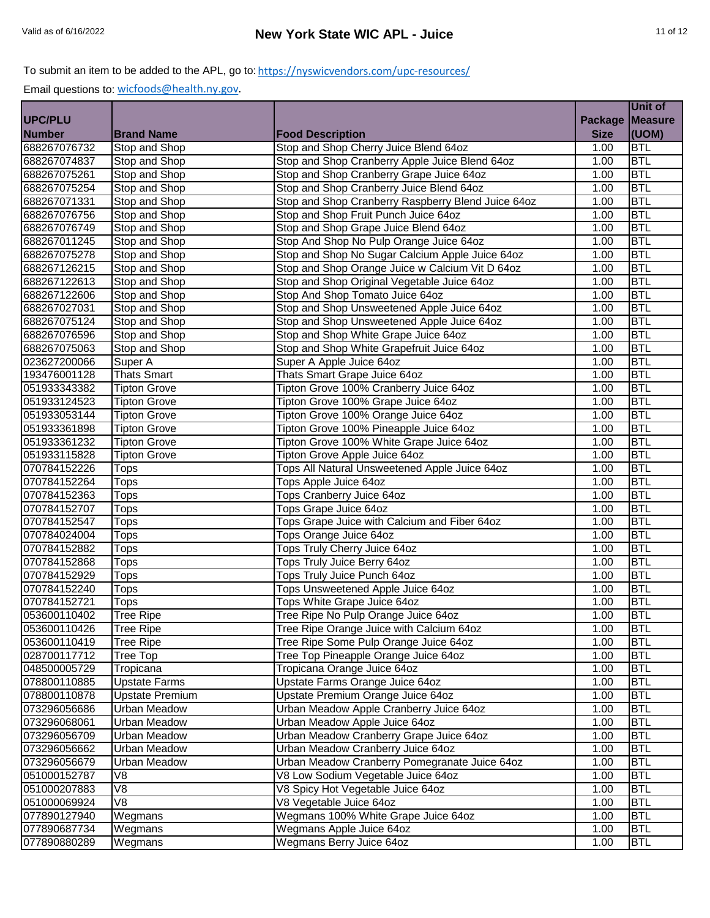To submit an item to be added to the APL, go to: https://nyswicvendors.com/upc-resources/

Email questions to: wicfoods@health.ny.gov.

| UPC/PLU Number | Brand Name | Food Description | Package Size | Unit of Measure (UOM) |
|---|---|---|---|---|
| 688267076732 | Stop and Shop | Stop and Shop Cherry Juice Blend 64oz | 1.00 | BTL |
| 688267074837 | Stop and Shop | Stop and Shop Cranberry Apple Juice Blend 64oz | 1.00 | BTL |
| 688267075261 | Stop and Shop | Stop and Shop Cranberry Grape Juice 64oz | 1.00 | BTL |
| 688267075254 | Stop and Shop | Stop and Shop Cranberry Juice Blend 64oz | 1.00 | BTL |
| 688267071331 | Stop and Shop | Stop and Shop Cranberry Raspberry Blend Juice 64oz | 1.00 | BTL |
| 688267076756 | Stop and Shop | Stop and Shop Fruit Punch Juice 64oz | 1.00 | BTL |
| 688267076749 | Stop and Shop | Stop and Shop Grape Juice Blend 64oz | 1.00 | BTL |
| 688267011245 | Stop and Shop | Stop And Shop No Pulp Orange Juice 64oz | 1.00 | BTL |
| 688267075278 | Stop and Shop | Stop and Shop No Sugar Calcium Apple Juice 64oz | 1.00 | BTL |
| 688267126215 | Stop and Shop | Stop and Shop Orange Juice w Calcium Vit D 64oz | 1.00 | BTL |
| 688267122613 | Stop and Shop | Stop and Shop Original Vegetable Juice 64oz | 1.00 | BTL |
| 688267122606 | Stop and Shop | Stop And Shop Tomato Juice 64oz | 1.00 | BTL |
| 688267027031 | Stop and Shop | Stop and Shop Unsweetened Apple Juice 64oz | 1.00 | BTL |
| 688267075124 | Stop and Shop | Stop and Shop Unsweetened Apple Juice 64oz | 1.00 | BTL |
| 688267076596 | Stop and Shop | Stop and Shop White Grape Juice 64oz | 1.00 | BTL |
| 688267075063 | Stop and Shop | Stop and Shop White Grapefruit Juice 64oz | 1.00 | BTL |
| 023627200066 | Super A | Super A Apple Juice 64oz | 1.00 | BTL |
| 193476001128 | Thats Smart | Thats Smart Grape Juice 64oz | 1.00 | BTL |
| 051933343382 | Tipton Grove | Tipton Grove 100% Cranberry Juice 64oz | 1.00 | BTL |
| 051933124523 | Tipton Grove | Tipton Grove 100% Grape Juice 64oz | 1.00 | BTL |
| 051933053144 | Tipton Grove | Tipton Grove 100% Orange Juice 64oz | 1.00 | BTL |
| 051933361898 | Tipton Grove | Tipton Grove 100% Pineapple Juice 64oz | 1.00 | BTL |
| 051933361232 | Tipton Grove | Tipton Grove 100% White Grape Juice 64oz | 1.00 | BTL |
| 051933115828 | Tipton Grove | Tipton Grove Apple Juice 64oz | 1.00 | BTL |
| 070784152226 | Tops | Tops All Natural Unsweetened Apple Juice 64oz | 1.00 | BTL |
| 070784152264 | Tops | Tops Apple Juice 64oz | 1.00 | BTL |
| 070784152363 | Tops | Tops Cranberry Juice 64oz | 1.00 | BTL |
| 070784152707 | Tops | Tops Grape Juice 64oz | 1.00 | BTL |
| 070784152547 | Tops | Tops Grape Juice with Calcium and Fiber 64oz | 1.00 | BTL |
| 070784024004 | Tops | Tops Orange Juice 64oz | 1.00 | BTL |
| 070784152882 | Tops | Tops Truly Cherry Juice 64oz | 1.00 | BTL |
| 070784152868 | Tops | Tops Truly Juice Berry 64oz | 1.00 | BTL |
| 070784152929 | Tops | Tops Truly Juice Punch 64oz | 1.00 | BTL |
| 070784152240 | Tops | Tops Unsweetened Apple Juice 64oz | 1.00 | BTL |
| 070784152721 | Tops | Tops White Grape Juice 64oz | 1.00 | BTL |
| 053600110402 | Tree Ripe | Tree Ripe No Pulp Orange Juice 64oz | 1.00 | BTL |
| 053600110426 | Tree Ripe | Tree Ripe Orange Juice with Calcium 64oz | 1.00 | BTL |
| 053600110419 | Tree Ripe | Tree Ripe Some Pulp Orange Juice 64oz | 1.00 | BTL |
| 028700117712 | Tree Top | Tree Top Pineapple Orange Juice 64oz | 1.00 | BTL |
| 048500005729 | Tropicana | Tropicana Orange Juice 64oz | 1.00 | BTL |
| 078800110885 | Upstate Farms | Upstate Farms Orange Juice 64oz | 1.00 | BTL |
| 078800110878 | Upstate Premium | Upstate Premium Orange Juice 64oz | 1.00 | BTL |
| 073296056686 | Urban Meadow | Urban Meadow Apple Cranberry Juice 64oz | 1.00 | BTL |
| 073296068061 | Urban Meadow | Urban Meadow Apple Juice 64oz | 1.00 | BTL |
| 073296056709 | Urban Meadow | Urban Meadow Cranberry Grape Juice 64oz | 1.00 | BTL |
| 073296056662 | Urban Meadow | Urban Meadow Cranberry Juice 64oz | 1.00 | BTL |
| 073296056679 | Urban Meadow | Urban Meadow Cranberry Pomegranate Juice 64oz | 1.00 | BTL |
| 051000152787 | V8 | V8 Low Sodium Vegetable Juice 64oz | 1.00 | BTL |
| 051000207883 | V8 | V8 Spicy Hot Vegetable Juice 64oz | 1.00 | BTL |
| 051000069924 | V8 | V8 Vegetable Juice 64oz | 1.00 | BTL |
| 077890127940 | Wegmans | Wegmans 100% White Grape Juice 64oz | 1.00 | BTL |
| 077890687734 | Wegmans | Wegmans Apple Juice 64oz | 1.00 | BTL |
| 077890880289 | Wegmans | Wegmans Berry Juice 64oz | 1.00 | BTL |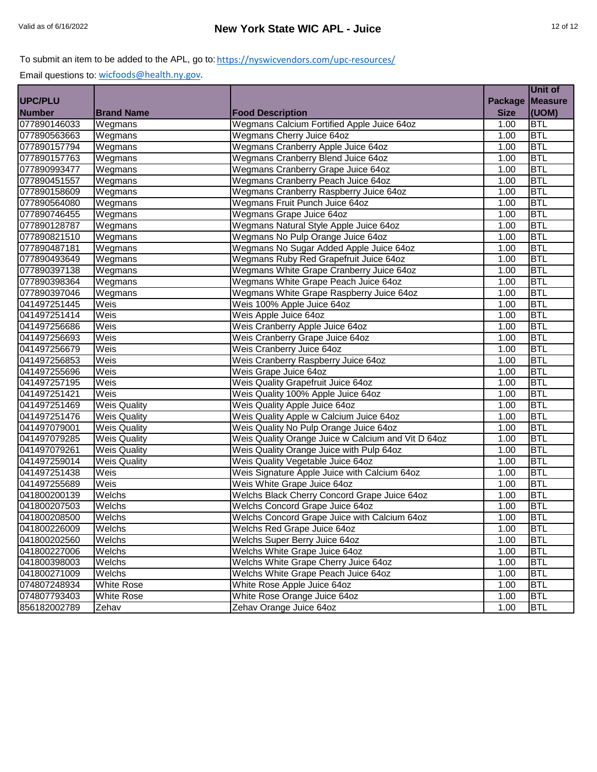To submit an item to be added to the APL, go to: https://nyswicvendors.com/upc-resources/

Email questions to: wicfoods@health.ny.gov.

| UPC/PLU Number | Brand Name | Food Description | Package Size | Unit of Measure (UOM) |
|---|---|---|---|---|
| 077890146033 | Wegmans | Wegmans Calcium Fortified Apple Juice 64oz | 1.00 | BTL |
| 077890563663 | Wegmans | Wegmans Cherry Juice 64oz | 1.00 | BTL |
| 077890157794 | Wegmans | Wegmans Cranberry Apple Juice 64oz | 1.00 | BTL |
| 077890157763 | Wegmans | Wegmans Cranberry Blend Juice 64oz | 1.00 | BTL |
| 077890993477 | Wegmans | Wegmans Cranberry Grape Juice 64oz | 1.00 | BTL |
| 077890451557 | Wegmans | Wegmans Cranberry Peach Juice 64oz | 1.00 | BTL |
| 077890158609 | Wegmans | Wegmans Cranberry Raspberry Juice 64oz | 1.00 | BTL |
| 077890564080 | Wegmans | Wegmans Fruit Punch Juice 64oz | 1.00 | BTL |
| 077890746455 | Wegmans | Wegmans Grape Juice 64oz | 1.00 | BTL |
| 077890128787 | Wegmans | Wegmans Natural Style Apple Juice 64oz | 1.00 | BTL |
| 077890821510 | Wegmans | Wegmans No Pulp Orange Juice 64oz | 1.00 | BTL |
| 077890487181 | Wegmans | Wegmans No Sugar Added Apple Juice 64oz | 1.00 | BTL |
| 077890493649 | Wegmans | Wegmans Ruby Red Grapefruit Juice 64oz | 1.00 | BTL |
| 077890397138 | Wegmans | Wegmans White Grape Cranberry Juice 64oz | 1.00 | BTL |
| 077890398364 | Wegmans | Wegmans White Grape Peach Juice 64oz | 1.00 | BTL |
| 077890397046 | Wegmans | Wegmans White Grape Raspberry Juice 64oz | 1.00 | BTL |
| 041497251445 | Weis | Weis 100% Apple Juice 64oz | 1.00 | BTL |
| 041497251414 | Weis | Weis Apple Juice 64oz | 1.00 | BTL |
| 041497256686 | Weis | Weis Cranberry Apple Juice 64oz | 1.00 | BTL |
| 041497256693 | Weis | Weis Cranberry Grape Juice 64oz | 1.00 | BTL |
| 041497256679 | Weis | Weis Cranberry Juice 64oz | 1.00 | BTL |
| 041497256853 | Weis | Weis Cranberry Raspberry Juice 64oz | 1.00 | BTL |
| 041497255696 | Weis | Weis Grape Juice 64oz | 1.00 | BTL |
| 041497257195 | Weis | Weis Quality Grapefruit Juice 64oz | 1.00 | BTL |
| 041497251421 | Weis | Weis Quality 100% Apple Juice 64oz | 1.00 | BTL |
| 041497251469 | Weis Quality | Weis Quality Apple Juice 64oz | 1.00 | BTL |
| 041497251476 | Weis Quality | Weis Quality Apple w Calcium Juice 64oz | 1.00 | BTL |
| 041497079001 | Weis Quality | Weis Quality No Pulp Orange Juice 64oz | 1.00 | BTL |
| 041497079285 | Weis Quality | Weis Quality Orange Juice w Calcium and Vit D 64oz | 1.00 | BTL |
| 041497079261 | Weis Quality | Weis Quality Orange Juice with Pulp 64oz | 1.00 | BTL |
| 041497259014 | Weis Quality | Weis Quality Vegetable Juice 64oz | 1.00 | BTL |
| 041497251438 | Weis | Weis Signature Apple Juice with Calcium 64oz | 1.00 | BTL |
| 041497255689 | Weis | Weis White Grape Juice 64oz | 1.00 | BTL |
| 041800200139 | Welchs | Welchs Black Cherry Concord Grape Juice 64oz | 1.00 | BTL |
| 041800207503 | Welchs | Welchs Concord Grape Juice 64oz | 1.00 | BTL |
| 041800208500 | Welchs | Welchs Concord Grape Juice with Calcium 64oz | 1.00 | BTL |
| 041800226009 | Welchs | Welchs Red Grape Juice 64oz | 1.00 | BTL |
| 041800202560 | Welchs | Welchs Super Berry Juice 64oz | 1.00 | BTL |
| 041800227006 | Welchs | Welchs White Grape Juice 64oz | 1.00 | BTL |
| 041800398003 | Welchs | Welchs White Grape Cherry Juice 64oz | 1.00 | BTL |
| 041800271009 | Welchs | Welchs White Grape Peach Juice 64oz | 1.00 | BTL |
| 074807248934 | White Rose | White Rose Apple Juice 64oz | 1.00 | BTL |
| 074807793403 | White Rose | White Rose Orange Juice 64oz | 1.00 | BTL |
| 856182002789 | Zehav | Zehav Orange Juice 64oz | 1.00 | BTL |